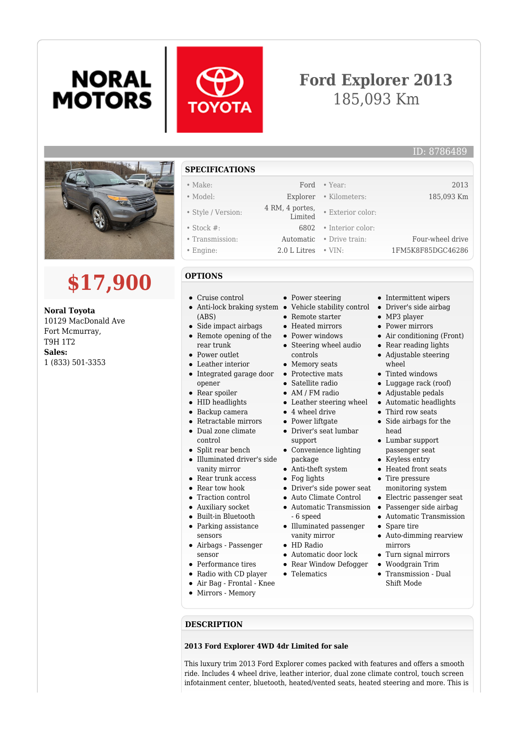NORAL MOTORS | TOYOTA

# Ford Explorer 2013

185,093 Km

ID: 8786489

## $17,900

**Noral Toyota**
10129 MacDonald Ave
Fort Mcmurray,
T9H 1T2
**Sales:**
1 (833) 501-3353

## SPECIFICATIONS

| | | | |
|---|---|---|---|
| • Make: | Ford | • Year: | 2013 |
| • Model: | Explorer | • Kilometers: | 185,093 Km |
| • Style / Version: | 4 RM, 4 portes, Limited | • Exterior color: | |
| • Stock #: | 6802 | • Interior color: | |
| • Transmission: | Automatic | • Drive train: | Four-wheel drive |
| • Engine: | 2.0 L Litres | • VIN: | 1FM5K8F85DGC46286 |

## OPTIONS

- Cruise control
- Anti-lock braking system (ABS)
- Side impact airbags
- Remote opening of the rear trunk
- Power outlet
- Leather interior
- Integrated garage door opener
- Rear spoiler
- HID headlights
- Backup camera
- Retractable mirrors
- Dual zone climate control
- Split rear bench
- Illuminated driver's side vanity mirror
- Rear trunk access
- Rear tow hook
- Traction control
- Auxiliary socket
- Built-in Bluetooth
- Parking assistance sensors
- Airbags - Passenger sensor
- Performance tires
- Radio with CD player
- Air Bag - Frontal - Knee
- Mirrors - Memory
- Power steering
- Vehicle stability control
- Remote starter
- Heated mirrors
- Power windows
- Steering wheel audio controls
- Memory seats
- Protective mats
- Satellite radio
- AM / FM radio
- Leather steering wheel
- 4 wheel drive
- Power liftgate
- Driver's seat lumbar support
- Convenience lighting package
- Anti-theft system
- Fog lights
- Driver's side power seat
- Auto Climate Control
- Automatic Transmission - 6 speed
- Illuminated passenger vanity mirror
- HD Radio
- Automatic door lock
- Rear Window Defogger
- Telematics
- Intermittent wipers
- Driver's side airbag
- MP3 player
- Power mirrors
- Air conditioning (Front)
- Rear reading lights
- Adjustable steering wheel
- Tinted windows
- Luggage rack (roof)
- Adjustable pedals
- Automatic headlights
- Third row seats
- Side airbags for the head
- Lumbar support passenger seat
- Keyless entry
- Heated front seats
- Tire pressure monitoring system
- Electric passenger seat
- Passenger side airbag
- Automatic Transmission
- Spare tire
- Auto-dimming rearview mirrors
- Turn signal mirrors
- Woodgrain Trim
- Transmission - Dual Shift Mode

## DESCRIPTION

**2013 Ford Explorer 4WD 4dr Limited for sale**

This luxury trim 2013 Ford Explorer comes packed with features and offers a smooth ride. Includes 4 wheel drive, leather interior, dual zone climate control, touch screen infotainment center, bluetooth, heated/vented seats, heated steering and more. This is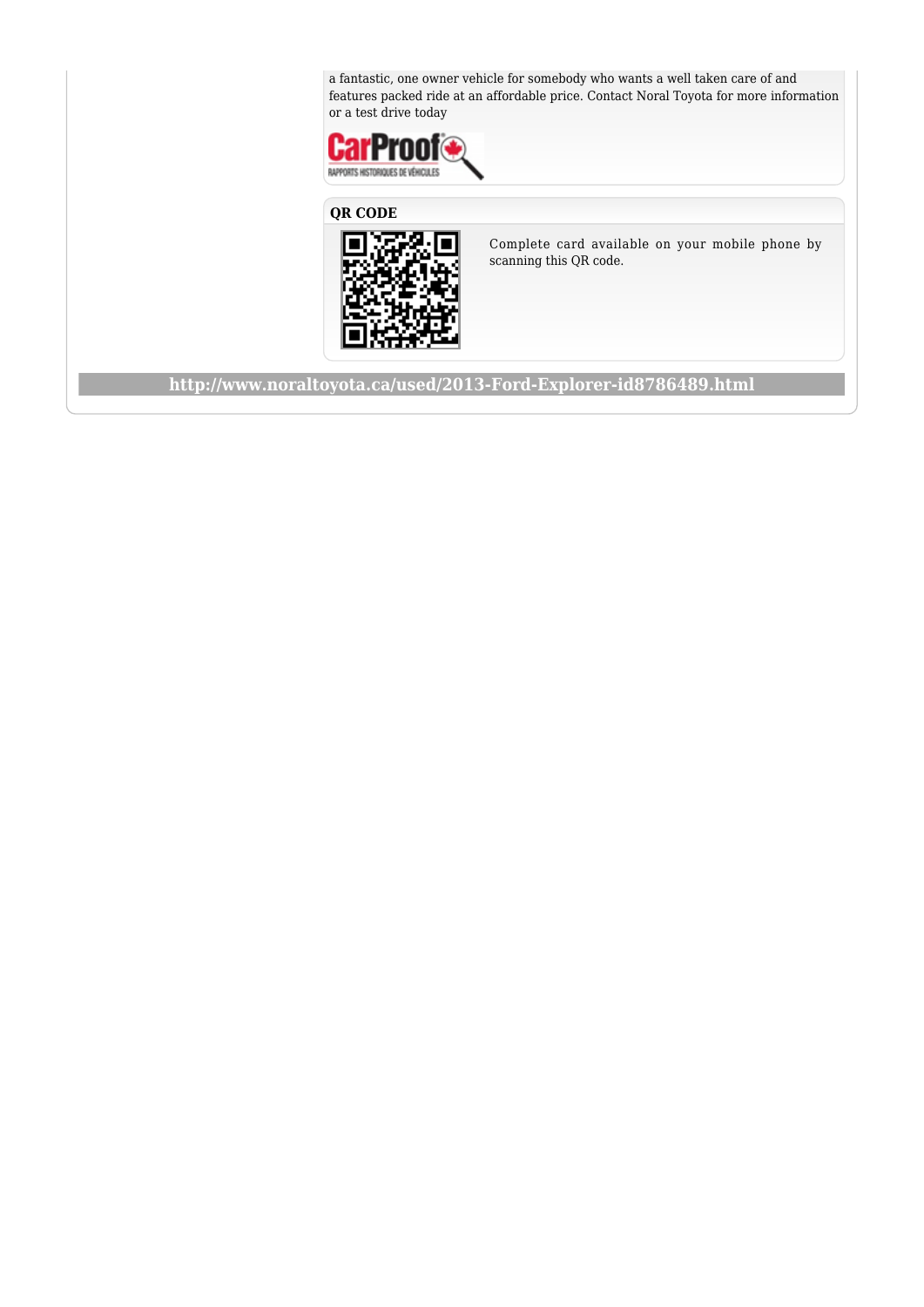a fantastic, one owner vehicle for somebody who wants a well taken care of and features packed ride at an affordable price. Contact Noral Toyota for more information or a test drive today

CarProof
RAPPORTS HISTORIQUES DE VÉHICULES

## QR CODE

Complete card available on your mobile phone by scanning this QR code.

**http://www.noraltoyota.ca/used/2013-Ford-Explorer-id8786489.html**